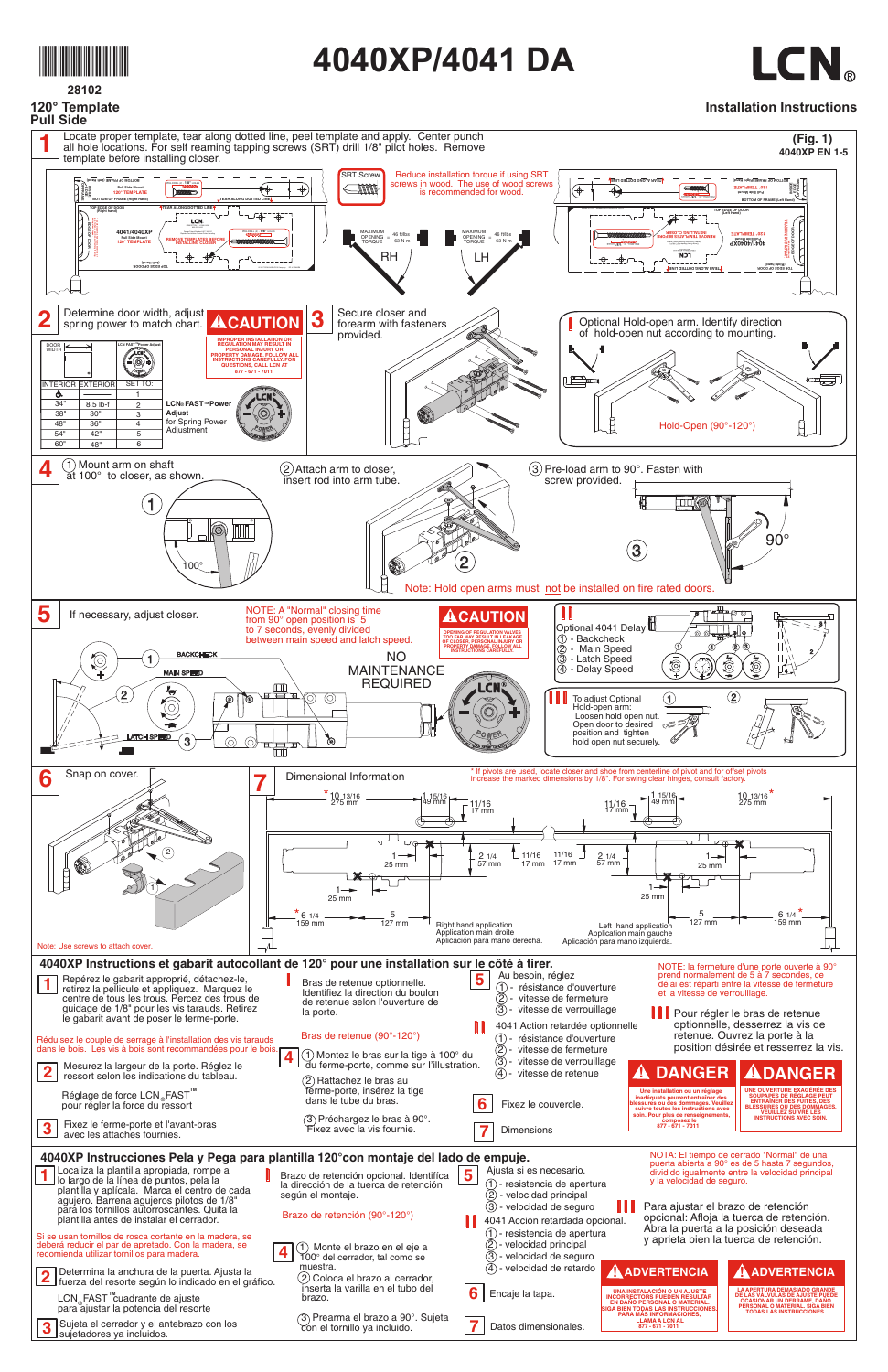28102

120° Template
Pull Side

# 4040XP/4041 DA

LCN®

Installation Instructions

## 1

Locate proper template, tear along dotted line, peel template and apply. Center punch all hole locations. For self reaming tapping screws (SRT) drill 1/8" pilot holes. Remove template before installing closer.

**(Fig. 1)**
**4040XP EN 1-5**

SRT Screw

Reduce installation torque if using SRT screws in wood. The use of wood screws is recommended for wood.

MAXIMUM OPENING TORQUE 46 ftlbs 63 N·m — RH

MAXIMUM OPENING TORQUE 46 ftlbs 63 N·m — LH

## 2

Determine door width, adjust spring power to match chart.

| DOOR WIDTH | | |
|---|---|---|
| INTERIOR | EXTERIOR | SET TO: |
| ♿ | | 1 |
| 34" | 8.5 lb-f | 2 |
| 38" | 30" | 3 |
| 48" | 36" | 4 |
| 54" | 42" | 5 |
| 60" | 48" | 6 |

LCN® FAST™ Power Adjust for Spring Power Adjustment

**⚠CAUTION**
IMPROPER INSTALLATION OR REGULATION MAY RESULT IN PERSONAL INJURY OR PROPERTY DAMAGE. FOLLOW ALL INSTRUCTIONS CAREFULLY. FOR QUESTIONS, CALL LCN AT 877 - 671 - 7011

## 3

Secure closer and forearm with fasteners provided.

**I** Optional Hold-open arm. Identify direction of hold-open nut according to mounting.

Hold-Open (90°-120°)

## 4

(1) Mount arm on shaft at 100° to closer, as shown.

(2) Attach arm to closer, insert rod into arm tube.

(3) Pre-load arm to 90°. Fasten with screw provided.

Note: Hold open arms must not be installed on fire rated doors.

## 5

If necessary, adjust closer.

NOTE: A "Normal" closing time from 90° open position is 5 to 7 seconds, evenly divided between main speed and latch speed.

BACKCHECK
MAIN SPEED
LATCH SPEED

NO MAINTENANCE REQUIRED

**⚠CAUTION**
OPENING OF REGULATION VALVES TOO FAR MAY RESULT IN LEAKAGE OF CLOSER. PERSONAL INJURY OR PROPERTY DAMAGE. FOLLOW ALL INSTRUCTIONS CAREFULLY.

**II** Optional 4041 Delay
(1) - Backcheck
(2) - Main Speed
(3) - Latch Speed
(4) - Delay Speed

**III** To adjust Optional Hold-open arm:
Loosen hold open nut. Open door to desired position and tighten hold open nut securely.

## 6

Snap on cover.

Note: Use screws to attach cover.

## 7

Dimensional Information

* If pivots are used, locate closer and shoe from centerline of pivot and for offset pivots increase the marked dimensions by 1/8". For swing clear hinges, consult factory.

Right hand application: *10 13/16 (275 mm), 1 15/16 (49 mm), 11/16 (17 mm), 1 (25 mm), 2 1/4 (57 mm), 11/16 (17 mm), 1 (25 mm), *6 1/4 (159 mm), 5 (127 mm)
Right hand application / Application main droite / Aplicación para mano derecha.

Left hand application: 11/16 (17 mm), 1 15/16 (49 mm), *10 13/16 (275 mm), 11/16 (17 mm), 2 1/4 (57 mm), 1 (25 mm), 1 (25 mm), 5 (127 mm), *6 1/4 (159 mm)
Left hand application / Application main gauche / Aplicación para mano izquierda.

## 4040XP Instructions et gabarit autocollant de 120° pour une installation sur le côté à tirer.

**1** Repérez le gabarit approprié, détachez-le, retirez la pellicule et appliquez. Marquez le centre de tous les trous. Percez des trous de guidage de 1/8" pour les vis taraudés. Retirez le gabarit avant de poser le ferme-porte.

Réduisez le couple de serrage à l'installation des vis taraudés dans le bois. Les vis à bois sont recommandées pour le bois.

**2** Mesurez la largeur de la porte. Réglez le ressort selon les indications du tableau.

Réglage de force LCN® FAST™ pour régler la force du ressort

**3** Fixez le ferme-porte et l'avant-bras avec les attaches fournies.

**I** Bras de retenue optionnelle. Identifiez la direction du boulon de retenue selon l'ouverture de la porte.

Bras de retenue (90°-120°)

**4** (1) Montez le bras sur la tige à 100° du ferme-porte, comme sur l'illustration.
(2) Rattachez le bras au ferme-porte, insérez la tige dans le tube du bras.
(3) Préchargez le bras à 90°. Fixez avec la vis fournie.

**5** Au besoin, réglez
(1) - résistance d'ouverture
(2) - vitesse de fermeture
(3) - vitesse de verrouillage

**II** 4041 Action retardée optionnelle
(1) - résistance d'ouverture
(2) - vitesse de fermeture
(3) - vitesse de verrouillage
(4) - vitesse de retenue

**6** Fixez le couvercle.

**7** Dimensions

NOTE: La fermeture d'une porte ouverte à 90° prend normalement de 5 à 7 secondes, ce délai est réparti entre la vitesse de fermeture et la vitesse de verrouillage.

**III** Pour régler le bras de retenue optionnelle, desserrez la vis de retenue. Ouvrez la porte à la position désirée et resserrez la vis.

**⚠ DANGER**
Une installation ou un réglage inadéquats peuvent entraîner des blessures ou des dommages. Veuillez suivre toutes les instructions avec soin. Pour plus de renseignements, composez le 877 - 671 - 7011

**⚠DANGER**
UNE OUVERTURE EXAGÉRÉE DES SOUPAPES DE RÉGLAGE PEUT ENTRAÎNER DES FUITES, DES BLESSURES OU DES DOMMAGES. VEUILLEZ SUIVRE LES INSTRUCTIONS AVEC SOIN.

## 4040XP Instrucciones Pela y Pega para plantilla 120°con montaje del lado de empuje.

**1** Localiza la plantilla apropiada, rompe a lo largo de la línea de puntos, pela la plantilla y aplícala. Marca el centro de cada agujero. Barrena agujeros pilotos de 1/8" para los tornillos autorroscantes. Quita la plantilla antes de instalar el cerrador.

Si se usan tornillos de rosca cortante en la madera, se deberá reducir el par de apretado. Con la madera, se recomienda utilizar tornillos para madera.

**2** Determina la anchura de la puerta. Ajusta la fuerza del resorte según lo indicado en el gráfico.

LCN® FAST™cuadrante de ajuste para ajustar la potencia del resorte

**3** Sujeta el cerrador y el antebrazo con los sujetadores ya incluidos.

**I** Brazo de retención opcional. Identifica la dirección de la tuerca de retención según el montaje.

Brazo de retención (90°-120°)

**4** (1) Monte el brazo en el eje a 100° del cerrador, tal como se muestra.
(2) Coloca el brazo al cerrador, inserta la varilla en el tubo del brazo.
(3) Prearma el brazo a 90°. Sujeta con el tornillo ya incluido.

**5** Ajusta si es necesario.
(1) - resistencia de apertura
(2) - velocidad principal
(3) - velocidad de seguro

**II** 4041 Acción retardada opcional.
(1) - resistencia de apertura
(2) - velocidad principal
(3) - velocidad de seguro
(4) - velocidad de retardo

**6** Encaje la tapa.

**7** Datos dimensionales.

NOTA: El tiempo de cerrado "Normal" de una puerta abierta a 90° es de 5 hasta 7 segundos, dividido igualmente entre la velocidad principal y la velocidad de seguro.

**III** Para ajustar el brazo de retención opcional: Afloja la tuerca de retención. Abra la puerta a la posición deseada y aprieta bien la tuerca de retención.

**⚠ADVERTENCIA**
UNA INSTALACIÓN O UN AJUSTE INCORRECTOS PUEDEN RESULTAR EN DAÑO PERSONAL O MATERIAL. SIGA BIEN TODAS LAS INSTRUCCIONES. PARA MÁS INFORMACIONES, LLAMA A LCN AL 877 - 671 - 7011

**⚠ADVERTENCIA**
LA APERTURA DEMASIADO GRANDE DE LAS VÁLVULAS DE AJUSTE PUEDE OCASIONAR UN DERRAME, DAÑO PERSONAL O MATERIAL. SIGA BIEN TODAS LAS INSTRUCCIONES.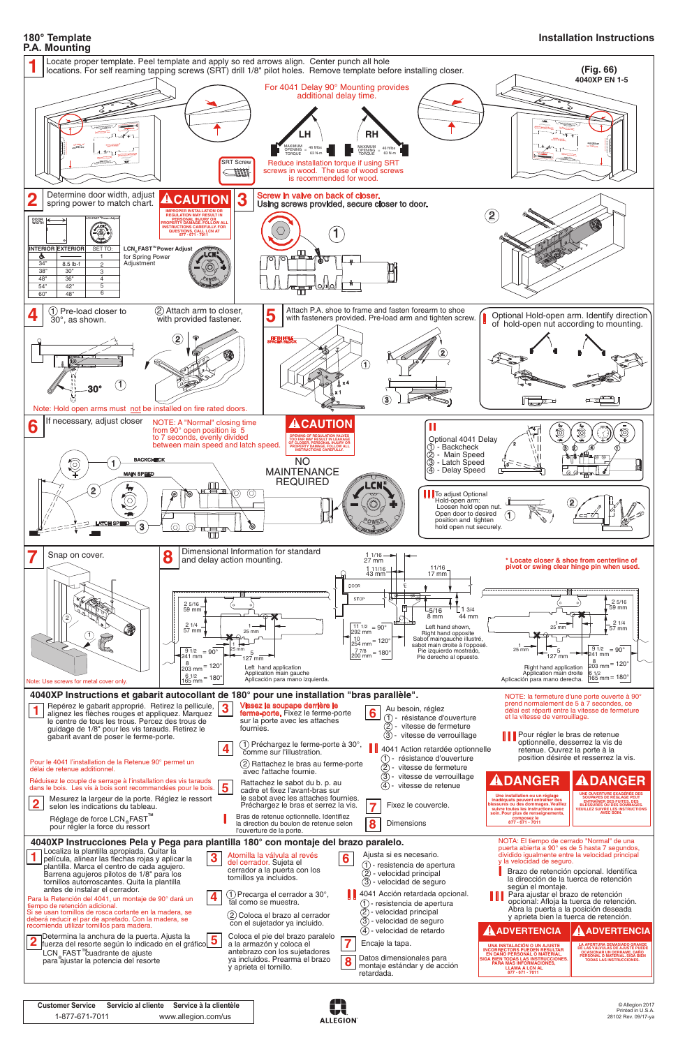# 180° Template P.A. Mounting

## Installation Instructions

**1** Locate proper template. Peel template and apply so red arrows align. Center punch all hole locations. For self reaming tapping screws (SRT) drill 1/8" pilot holes. Remove template before installing closer.

**(Fig. 66)**
**4040XP EN 1-5**

For 4041 Delay 90° Mounting provides additional delay time.

LH
MAXIMUM OPENING TORQUE 46 ft/lbs 63 N-m

RH
MAXIMUM OPENING TORQUE 46 ft/lbs 63 N-m

SRT Screw

Reduce installation torque if using SRT screws in wood. The use of wood screws is recommended for wood.

**2** Determine door width, adjust spring power to match chart.

**⚠CAUTION**
IMPROPER INSTALLATION OR REGULATION MAY RESULT IN PERSONAL INJURY OR PROPERTY DAMAGE. FOLLOW ALL INSTRUCTIONS CAREFULLY. FOR QUESTIONS, CALL LCN AT 877 - 671 - 7011

DOOR WIDTH

LCN FAST™ Power Adjust

| INTERIOR | EXTERIOR | SET TO: |
|---|---|---|
| ♿ | | 1 |
| 34" | 8.5 lb-f | 2 |
| 38" | 30" | 3 |
| 48" | 36" | 4 |
| 54" | 42" | 5 |
| 60" | 48" | 6 |

LCN FAST™ Power Adjust for Spring Power Adjustment

**3** Screw in valve on back of closer.
Using screws provided, secure closer to door.

**4** ① Pre-load closer to 30°, as shown.
② Attach arm to closer, with provided fastener.

30°

Note: Hold open arms must not be installed on fire rated doors.

**5** Attach P.A. shoe to frame and fasten forearm to shoe with fasteners provided. Pre-load arm and tighten screw.

x 4
x 1

Optional Hold-open arm. Identify direction of hold-open nut according to mounting.

**6** If necessary, adjust closer

NOTE: A "Normal" closing time from 90° open position is 5 to 7 seconds, evenly divided between main speed and latch speed.

**⚠CAUTION**
OPENING OF REGULATION VALVES TOO FAR MAY RESULT IN LEAKAGE OF CLOSER. PERSONAL INJURY OR PROPERTY DAMAGE. FOLLOW ALL INSTRUCTIONS CAREFULLY.

BACKCHECK
MAIN SPEED
LATCH SPEED

NO MAINTENANCE REQUIRED

Optional 4041 Delay
① - Backcheck
② - Main Speed
③ - Latch Speed
④ - Delay Speed

To adjust Optional Hold-open arm:
Loosen hold open nut. Open door to desired position and tighten hold open nut securely.

**7** Snap on cover.

Note: Use screws for metal cover only.

**8** Dimensional Information for standard and delay action mounting.

\* Locate closer & shoe from centerline of pivot or swing clear hinge pin when used.

1 1/16 27 mm
1 11/16 43 mm
11/16 17 mm
DOOR
STOP
5/16 8 mm
1 3/4 44 mm
2 5/16 59 mm
2 1/4 57 mm
1 25 mm
9 1/2 241 mm = 90°
8 203 mm = 120°
6 1/2 165 mm = 180°
5 127 mm
11 1/2 292 mm = 90°
10 254 mm = 120°
7 7/8 200 mm = 180°

Left hand application
Application main gauche
Aplicación para mano izquierda.

Left hand shown, Right hand opposite
Sabot maingauche illustré, sabot main droite à l'opposé.
Pie izquierdo mostrado, Pie derecho al opuesto.

Right hand application
Application main droite
Aplicación para mano derecha.

## 4040XP Instructions et gabarit autocollant de 180° pour une installation "bras parallèle".

**1** Repérez le gabarit approprié. Retirez la pellicule, alignez les flèches rouges et appliquez. Marquez le centre de tous les trous. Percez des trous de guidage de 1/8" pour les vis taraudés. Retirez le gabarit avant de poser le ferme-porte.

Pour le 4041 l'installation de la Retenue 90° permet un délai de retenue additionnel.

Réduisez le couple de serrage à l'installation des vis taraudés dans le bois. Les vis à bois sont recommandées pour le bois.

**2** Mesurez la largeur de la porte. Réglez le ressort selon les indications du tableau.

Réglage de force LCN FAST™ pour régler la force du ressort

**3** Vissez la soupape derrière le ferme-porte. Fixez le ferme-porte sur la porte avec les attaches fournies.

**4** ① Préchargez le ferme-porte à 30°, comme sur l'illustration.
② Rattachez le bras au ferme-porte avec l'attache fournie.

**5** Rattachez le sabot du b. p. au cadre et fixez l'avant-bras sur le sabot avec les attaches fournies. Préchargez le bras et serrez la vis.

Bras de retenue optionnelle. Identifiez la direction du boulon de retenue selon l'ouverture de la porte.

**6** Au besoin, réglez
① - résistance d'ouverture
② - vitesse de fermeture
③ - vitesse de verrouillage

4041 Action retardée optionnelle
① - résistance d'ouverture
② - vitesse de fermeture
③ - vitesse de verrouillage
④ - vitesse de retenue

**7** Fixez le couvercle.

**8** Dimensions

NOTE: la fermeture d'une porte ouverte à 90° prend normalement de 5 à 7 secondes, ce délai est réparti entre la vitesse de fermeture et la vitesse de verrouillage.

Pour régler le bras de retenue optionnelle, desserrez la vis de retenue. Ouvrez la porte à la position désirée et resserrez la vis.

**⚠DANGER**
Une installation ou un réglage inadéquats peuvent entraîner des blessures ou des dommages. Veuillez suivre toutes les instructions avec soin. Pour plus de renseignements, composez le 877 - 671 - 7011

**⚠DANGER**
UNE OUVERTURE EXAGÉRÉE DES SOUPAPES DE RÉGLAGE PEUT ENTRAÎNER DES FUITES, DES BLESSURES OU DES DOMMAGES. VEUILLEZ SUIVRE LES INSTRUCTIONS AVEC SOIN.

## 4040XP Instrucciones Pela y Pega para plantilla 180° con montaje del brazo paralelo.

**1** Localiza la plantilla apropiada. Quitar la película, alinear las flechas rojas y aplicar la plantilla. Marca el centro de cada agujero. Barrena agujeros pilotos de 1/8" para los tornillos autorroscantes. Quita la plantilla antes de instalar el cerrador.

Para la Retención del 4041, un montaje de 90° dará un tiempo de retención adicional.
Si se usan tornillos de rosca cortante en la madera, se deberá reducir el par de apretado. Con la madera, se recomienda utilizar tornillos para madera.

**2** Determina la anchura de la puerta. Ajusta la fuerza del resorte según lo indicado en el gráfico LCN FAST™Cuadrante de ajuste para ajustar la potencia del resorte

**3** Atornilla la válvula al revés del cerrador. Sujeta el cerrador a la puerta con los tornillos ya incluidos.

**4** ① Precarga el cerrador a 30°, tal como se muestra.
② Coloca el brazo al cerrador con el sujetador ya incluido.

**5** Coloca el pie del brazo paralelo a la armazón y coloca el antebrazo con los sujetadores ya incluidos. Prearma el brazo y aprieta el tornillo.

**6** Ajusta si es necesario.
① - resistencia de apertura
② - velocidad principal
③ - velocidad de seguro

4041 Acción retardada opcional.
① - resistencia de apertura
② - velocidad principal
③ - velocidad de seguro
④ - velocidad de retardo

**7** Encaja la tapa.

**8** Datos dimensionales para montaje estándar y de acción retardada.

NOTA: El tiempo de cerrado "Normal" de una puerta abierta a 90° es de 5 hasta 7 segundos, dividido igualmente entre la velocidad principal y la velocidad de seguro.

Brazo de retención opcional. Identifica la dirección de la tuerca de retención según el montaje.

Para ajustar el brazo de retención opcional: Afloja la tuerca de retención. Abra la puerta a la posición deseada y apriete bien la tuerca de retención.

**⚠ADVERTENCIA**
UNA INSTALACIÓN O UN AJUSTE INCORRECTORES PUEDEN RESULTAR EN DAÑO PERSONAL O MATERIAL. SIGA BIEN TODAS LAS INSTRUCCIONES. PARA MÁS INFORMACIONES, LLAMA A LCN AL 877 - 671 - 7011

**⚠ADVERTENCIA**
LA APERTURA DEMASIADO GRANDE DE LAS VÁLVULAS DE AJUSTE PUEDE OCASIONAR UN DERRAME, DAÑO PERSONAL O MATERIAL. SIGA BIEN TODAS LAS INSTRUCCIONES.

| Customer Service | Servicio al cliente | Service à la clientèle |
|---|---|---|
| 1-877-671-7011 | www.allegion.com/us | |

ALLEGION

© Allegion 2017
Printed in U.S.A.
28102 Rev. 09/17-ya